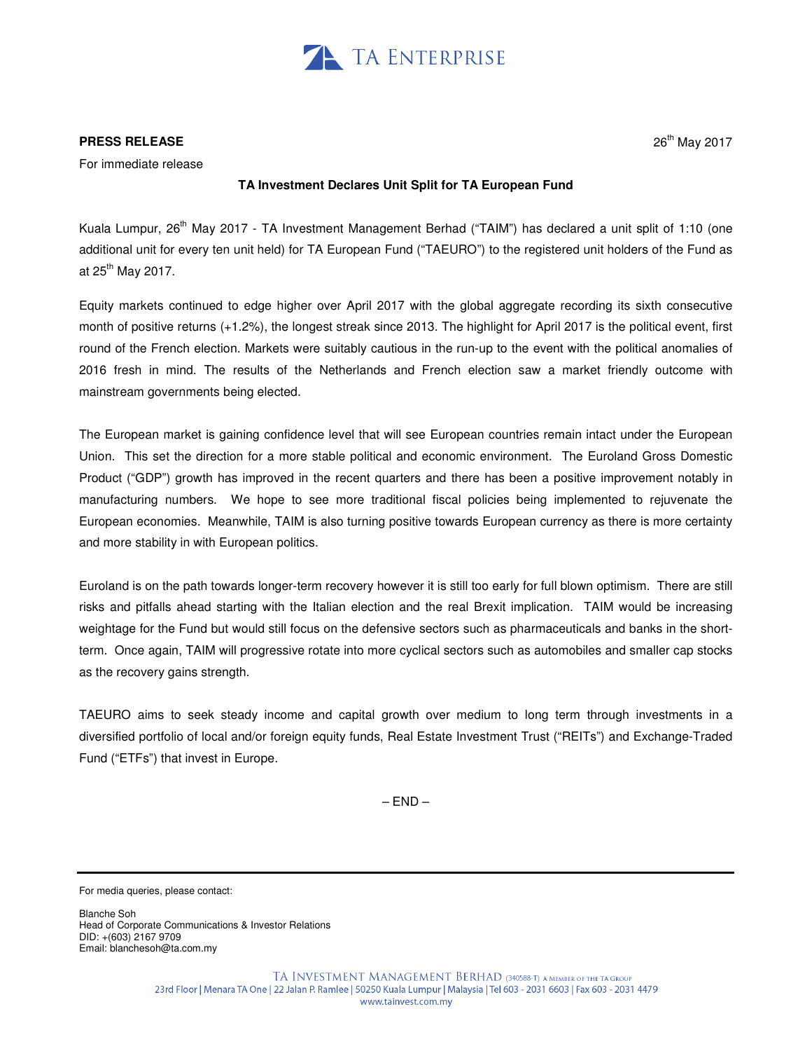TA ENTERPRISE

**PRESS RELEASE**

26th May 2017

For immediate release

**TA Investment Declares Unit Split for TA European Fund**

Kuala Lumpur, 26th May 2017 - TA Investment Management Berhad ("TAIM") has declared a unit split of 1:10 (one additional unit for every ten unit held) for TA European Fund ("TAEURO") to the registered unit holders of the Fund as at 25th May 2017.

Equity markets continued to edge higher over April 2017 with the global aggregate recording its sixth consecutive month of positive returns (+1.2%), the longest streak since 2013. The highlight for April 2017 is the political event, first round of the French election. Markets were suitably cautious in the run-up to the event with the political anomalies of 2016 fresh in mind. The results of the Netherlands and French election saw a market friendly outcome with mainstream governments being elected.

The European market is gaining confidence level that will see European countries remain intact under the European Union. This set the direction for a more stable political and economic environment. The Euroland Gross Domestic Product ("GDP") growth has improved in the recent quarters and there has been a positive improvement notably in manufacturing numbers. We hope to see more traditional fiscal policies being implemented to rejuvenate the European economies. Meanwhile, TAIM is also turning positive towards European currency as there is more certainty and more stability in with European politics.

Euroland is on the path towards longer-term recovery however it is still too early for full blown optimism. There are still risks and pitfalls ahead starting with the Italian election and the real Brexit implication. TAIM would be increasing weightage for the Fund but would still focus on the defensive sectors such as pharmaceuticals and banks in the short-term. Once again, TAIM will progressive rotate into more cyclical sectors such as automobiles and smaller cap stocks as the recovery gains strength.

TAEURO aims to seek steady income and capital growth over medium to long term through investments in a diversified portfolio of local and/or foreign equity funds, Real Estate Investment Trust ("REITs") and Exchange-Traded Fund ("ETFs") that invest in Europe.

– END –

---

For media queries, please contact:

Blanche Soh
Head of Corporate Communications & Investor Relations
DID: +(603) 2167 9709
Email: blanchesoh@ta.com.my

TA INVESTMENT MANAGEMENT BERHAD (340588-T) A MEMBER OF THE TA GROUP
23rd Floor | Menara TA One | 22 Jalan P. Ramlee | 50250 Kuala Lumpur | Malaysia | Tel 603 - 2031 6603 | Fax 603 - 2031 4479
www.tainvest.com.my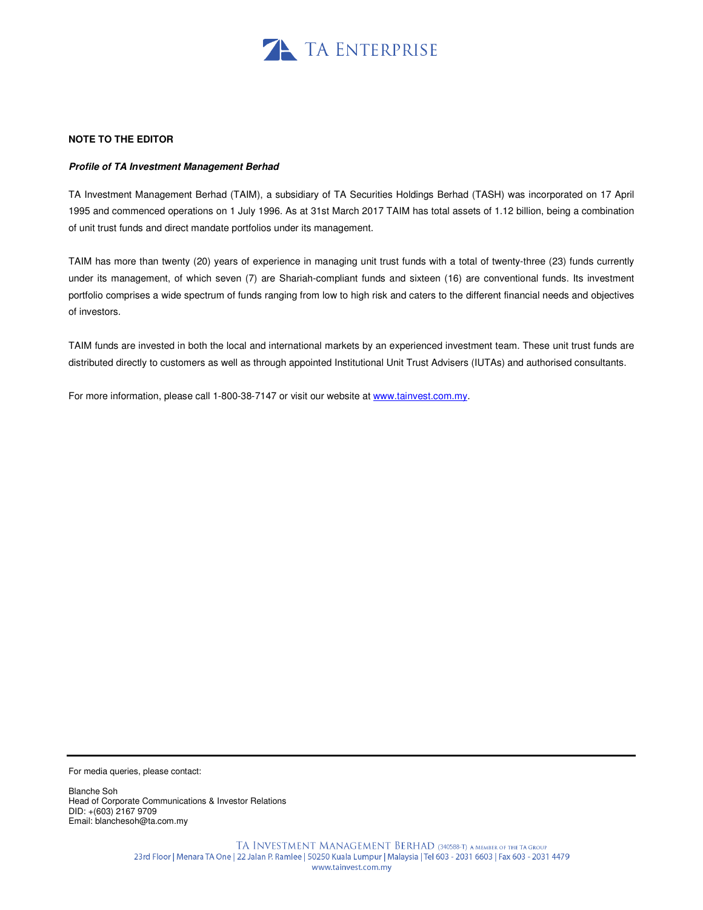**NOTE TO THE EDITOR**

***Profile of TA Investment Management Berhad***

TA Investment Management Berhad (TAIM), a subsidiary of TA Securities Holdings Berhad (TASH) was incorporated on 17 April 1995 and commenced operations on 1 July 1996. As at 31st March 2017 TAIM has total assets of 1.12 billion, being a combination of unit trust funds and direct mandate portfolios under its management.

TAIM has more than twenty (20) years of experience in managing unit trust funds with a total of twenty-three (23) funds currently under its management, of which seven (7) are Shariah-compliant funds and sixteen (16) are conventional funds. Its investment portfolio comprises a wide spectrum of funds ranging from low to high risk and caters to the different financial needs and objectives of investors.

TAIM funds are invested in both the local and international markets by an experienced investment team. These unit trust funds are distributed directly to customers as well as through appointed Institutional Unit Trust Advisers (IUTAs) and authorised consultants.

For more information, please call 1-800-38-7147 or visit our website at www.tainvest.com.my.

---

For media queries, please contact:

Blanche Soh
Head of Corporate Communications & Investor Relations
DID: +(603) 2167 9709
Email: blanchesoh@ta.com.my

TA INVESTMENT MANAGEMENT BERHAD (340588-T) A MEMBER OF THE TA GROUP
23rd Floor | Menara TA One | 22 Jalan P. Ramlee | 50250 Kuala Lumpur | Malaysia | Tel 603 - 2031 6603 | Fax 603 - 2031 4479
www.tainvest.com.my